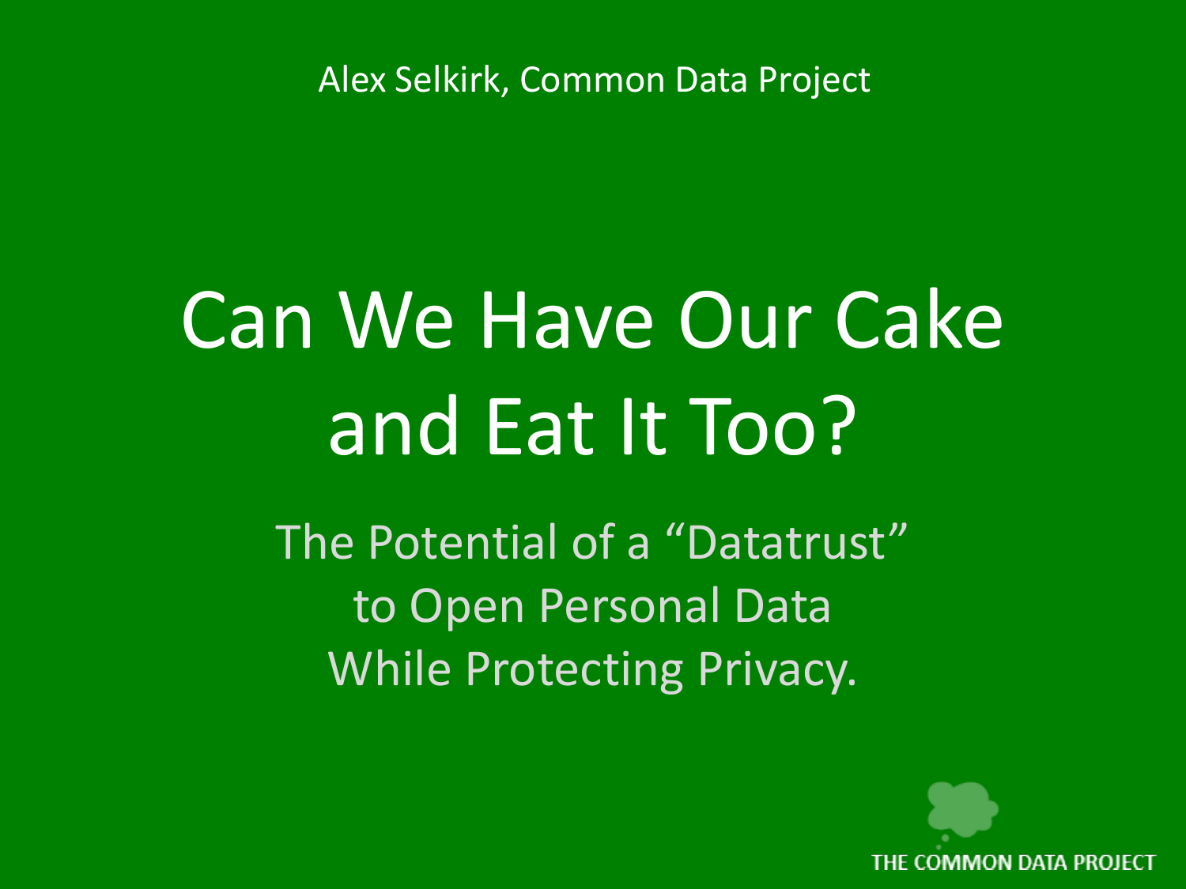Alex Selkirk, Common Data Project

# Can We Have Our Cake and Eat It Too?

## The Potential of a "Datatrust" to Open Personal Data While Protecting Privacy.

THE COMMON DATA PROJECT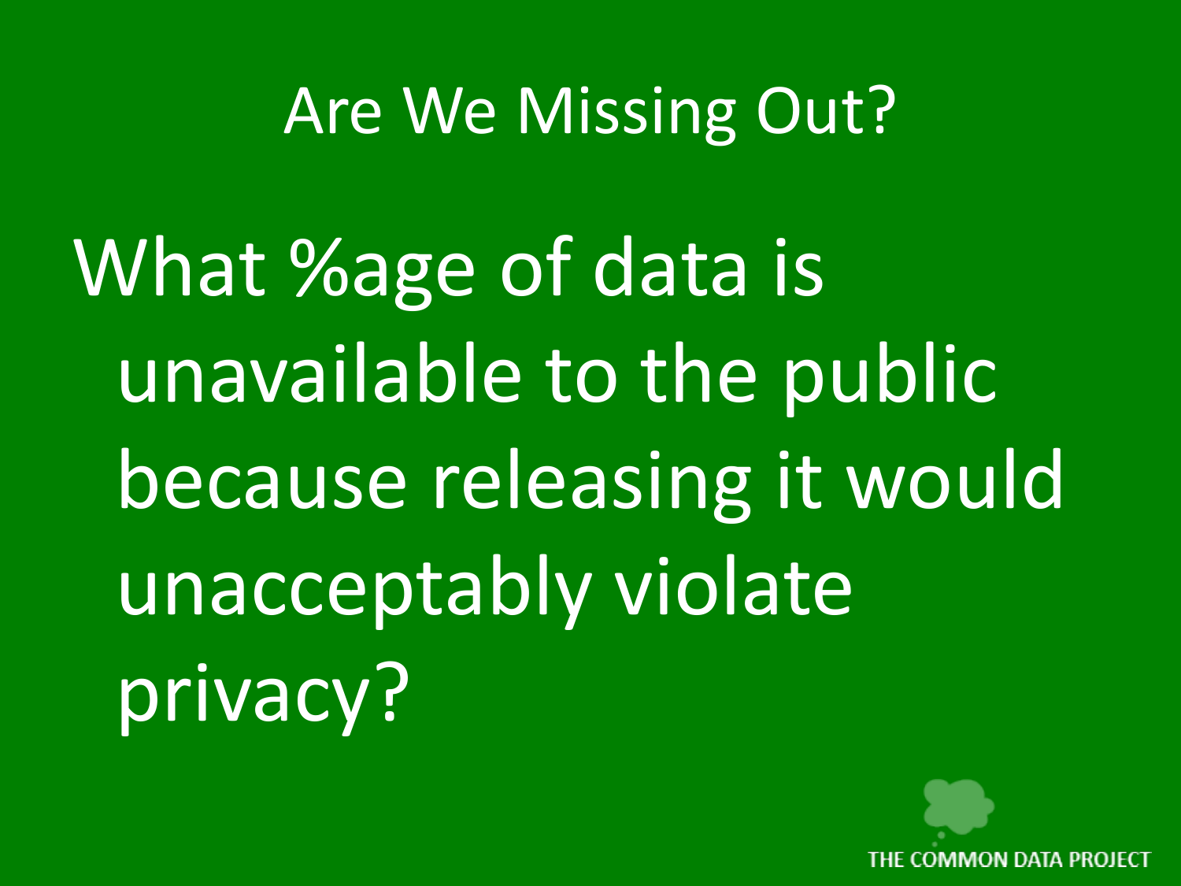# Are We Missing Out?

What %age of data is unavailable to the public because releasing it would unacceptably violate privacy?

THE COMMON DATA PROJECT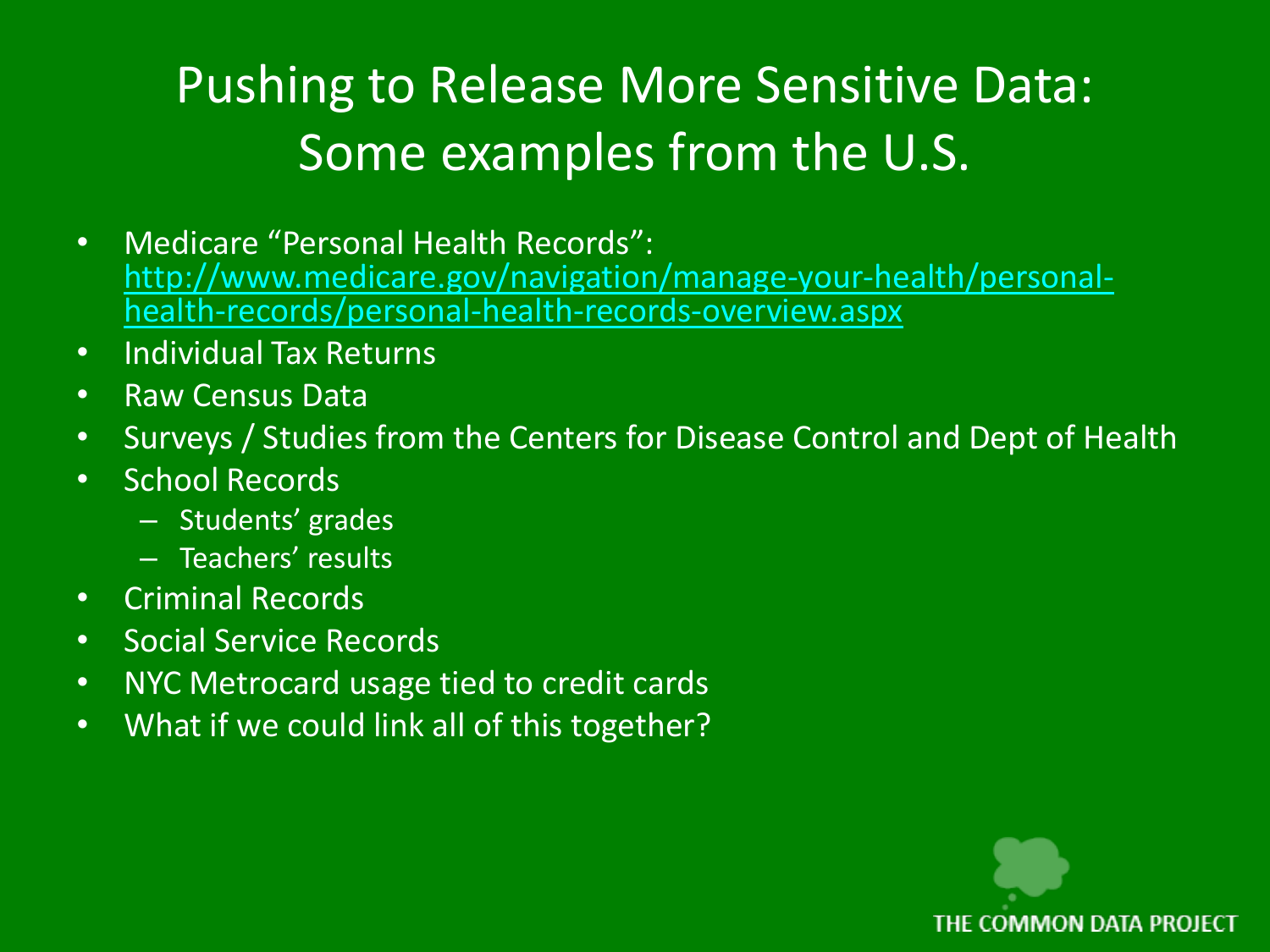# Pushing to Release More Sensitive Data: Some examples from the U.S.

- Medicare "Personal Health Records": http://www.medicare.gov/navigation/manage-your-health/personal-health-records/personal-health-records-overview.aspx
- Individual Tax Returns
- Raw Census Data
- Surveys / Studies from the Centers for Disease Control and Dept of Health
- School Records
  - Students' grades
  - Teachers' results
- Criminal Records
- Social Service Records
- NYC Metrocard usage tied to credit cards
- What if we could link all of this together?

THE COMMON DATA PROJECT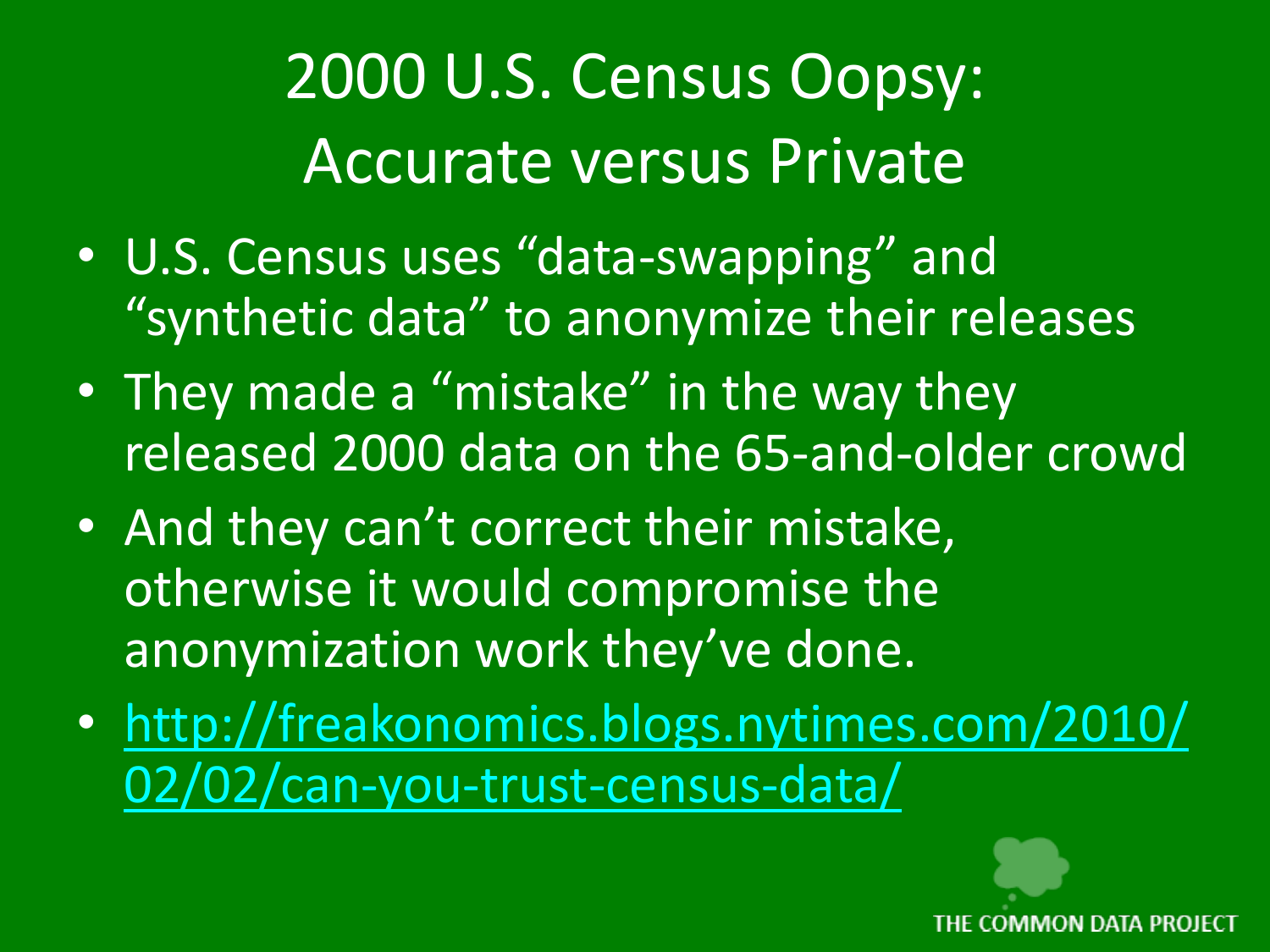# 2000 U.S. Census Oopsy: Accurate versus Private

- U.S. Census uses "data-swapping" and "synthetic data" to anonymize their releases
- They made a "mistake" in the way they released 2000 data on the 65-and-older crowd
- And they can't correct their mistake, otherwise it would compromise the anonymization work they've done.
- [http://freakonomics.blogs.nytimes.com/2010/02/02/can-you-trust-census-data/](http://freakonomics.blogs.nytimes.com/2010/02/02/can-you-trust-census-data/)

THE COMMON DATA PROJECT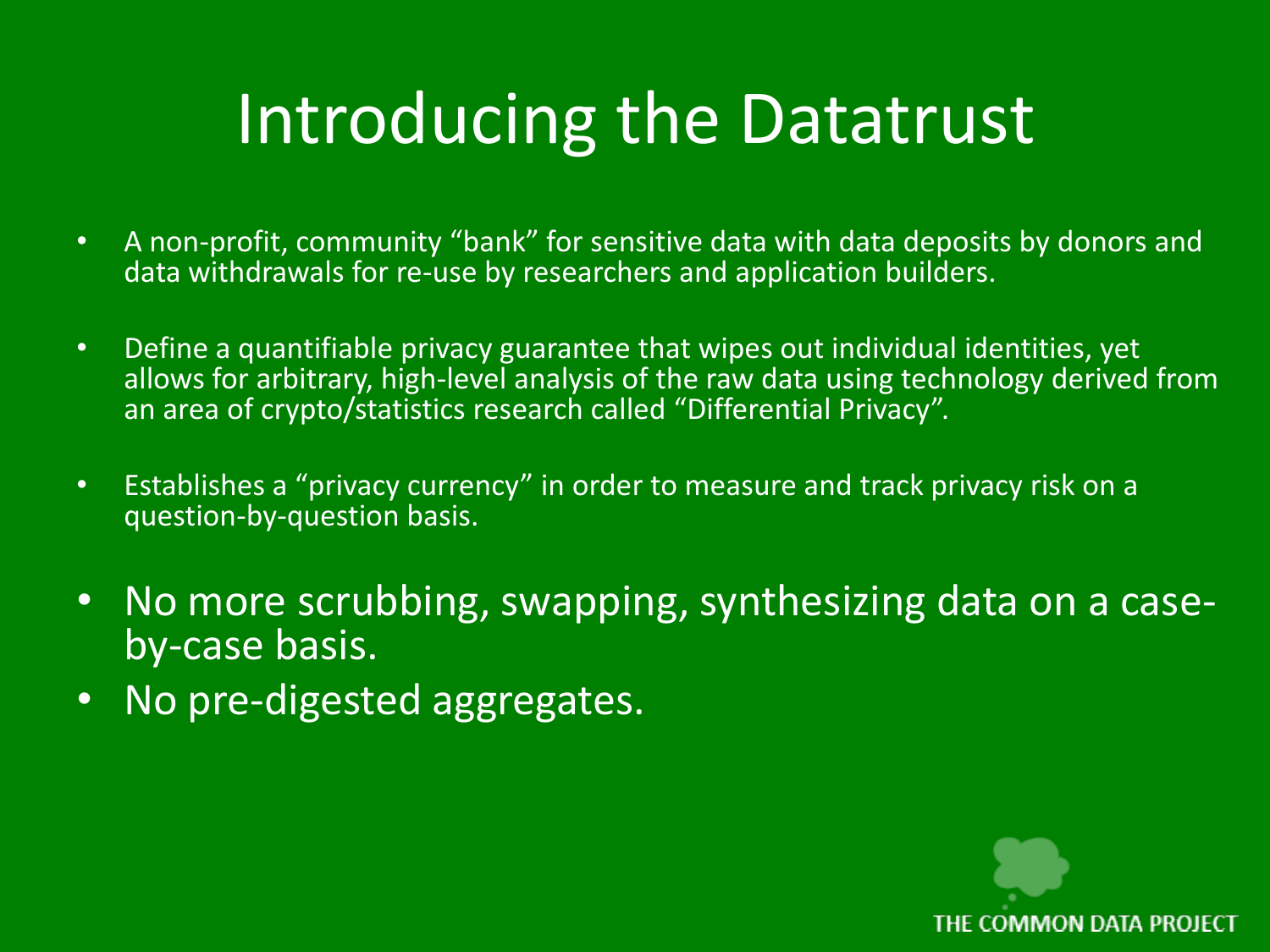# Introducing the Datatrust

- A non-profit, community “bank” for sensitive data with data deposits by donors and data withdrawals for re-use by researchers and application builders.
- Define a quantifiable privacy guarantee that wipes out individual identities, yet allows for arbitrary, high-level analysis of the raw data using technology derived from an area of crypto/statistics research called “Differential Privacy”.
- Establishes a “privacy currency” in order to measure and track privacy risk on a question-by-question basis.
- No more scrubbing, swapping, synthesizing data on a case-by-case basis.
- No pre-digested aggregates.

THE COMMON DATA PROJECT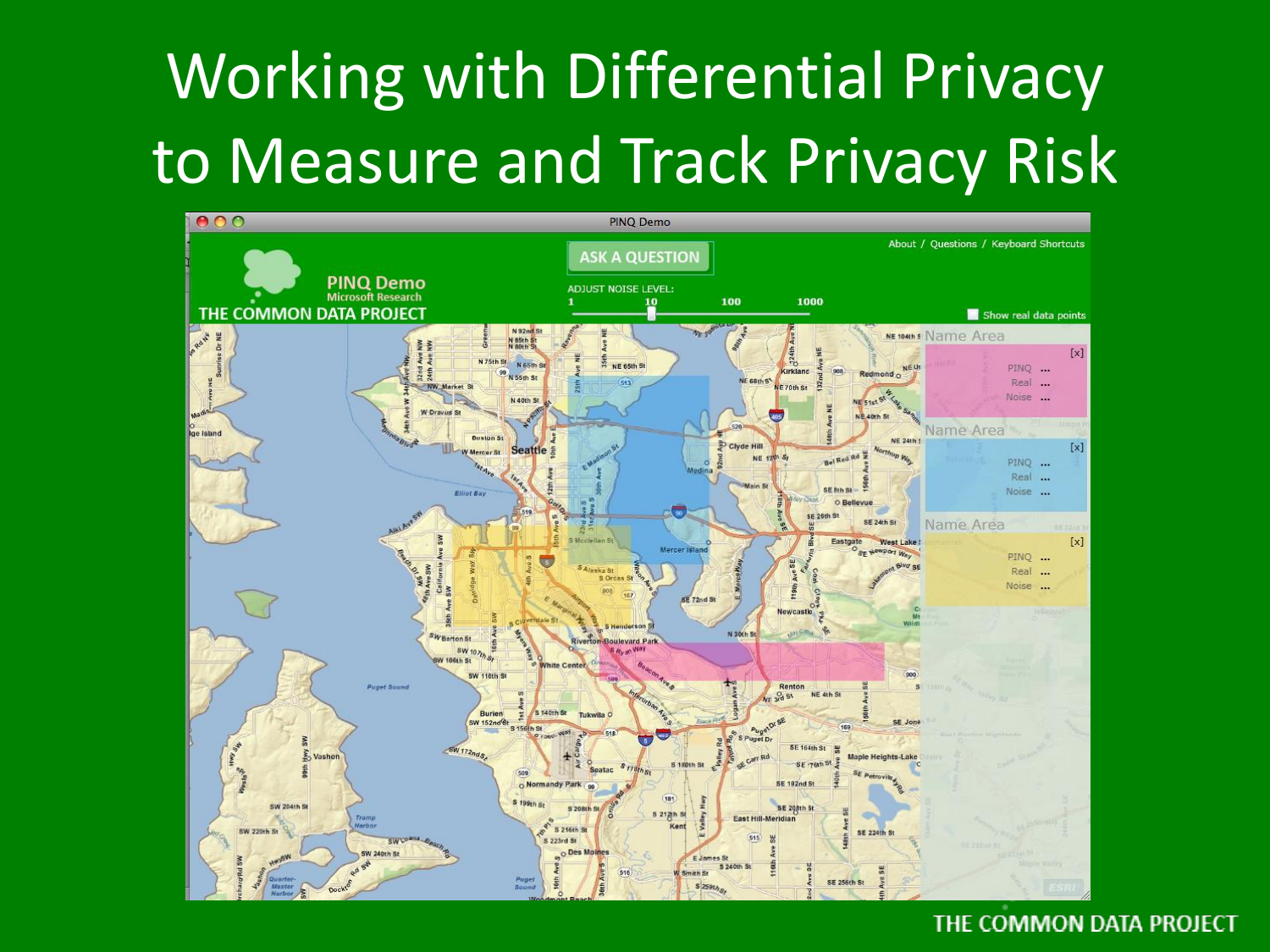# Working with Differential Privacy to Measure and Track Privacy Risk

PINQ Demo

PINQ Demo
Microsoft Research
THE COMMON DATA PROJECT

ASK A QUESTION

ADJUST NOISE LEVEL:
1 10 100 1000

About / Questions / Keyboard Shortcuts

Show real data points

Name Area
PINQ ...
Real ...
Noise ...

Name Area
PINQ ...
Real ...
Noise ...

Name Area
PINQ ...
Real ...
Noise ...

THE COMMON DATA PROJECT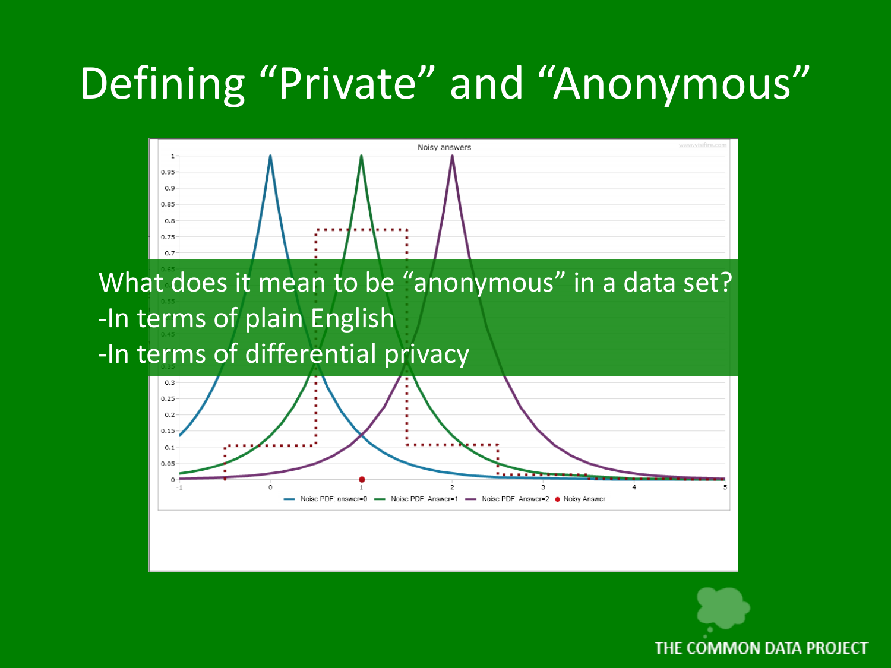# Defining “Private” and “Anonymous”

What does it mean to be “anonymous” in a data set?

-In terms of plain English

-In terms of differential privacy

THE COMMON DATA PROJECT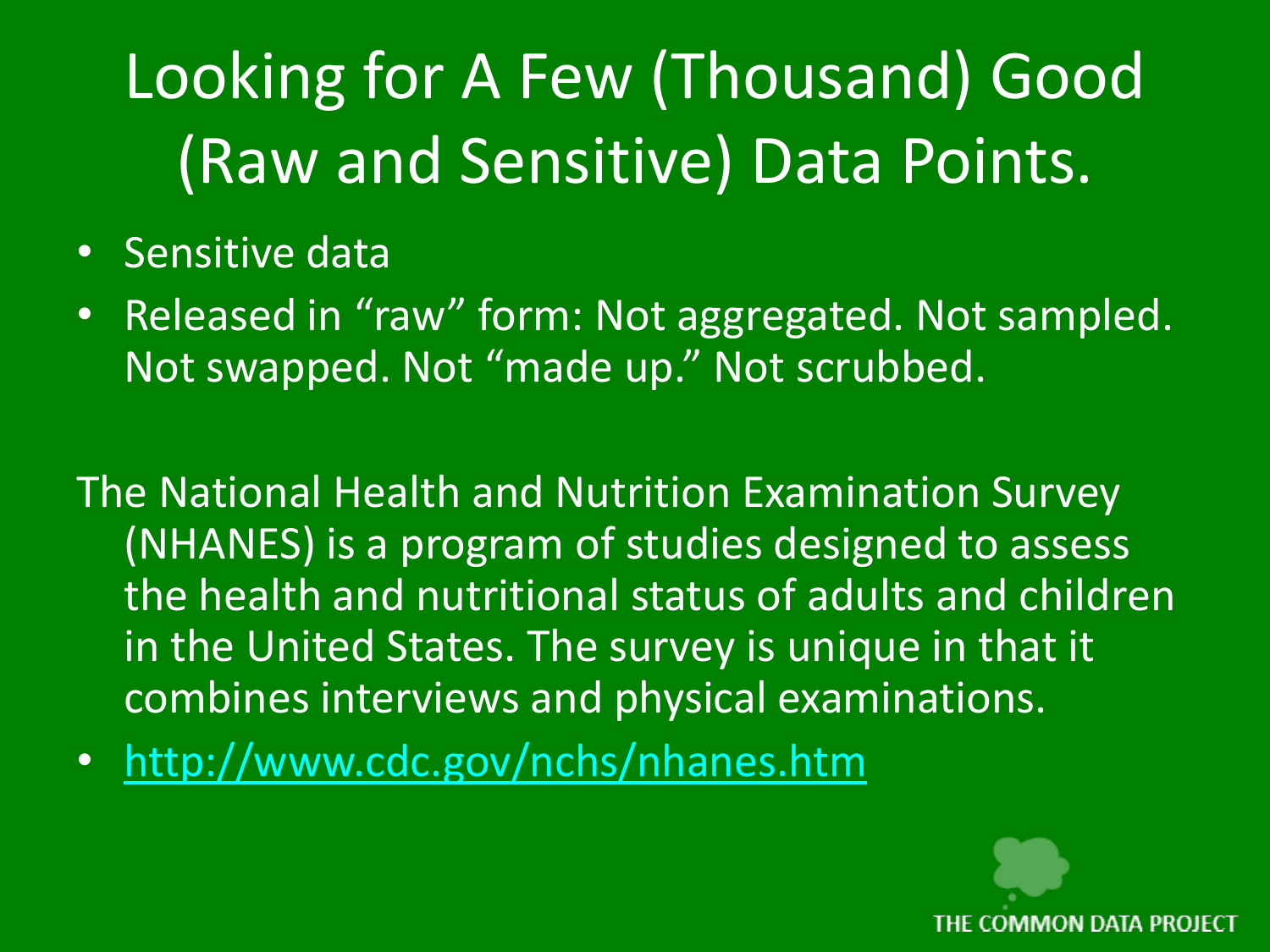# Looking for A Few (Thousand) Good (Raw and Sensitive) Data Points.

- Sensitive data
- Released in "raw" form: Not aggregated. Not sampled. Not swapped. Not "made up." Not scrubbed.

The National Health and Nutrition Examination Survey (NHANES) is a program of studies designed to assess the health and nutritional status of adults and children in the United States. The survey is unique in that it combines interviews and physical examinations.

- http://www.cdc.gov/nchs/nhanes.htm

THE COMMON DATA PROJECT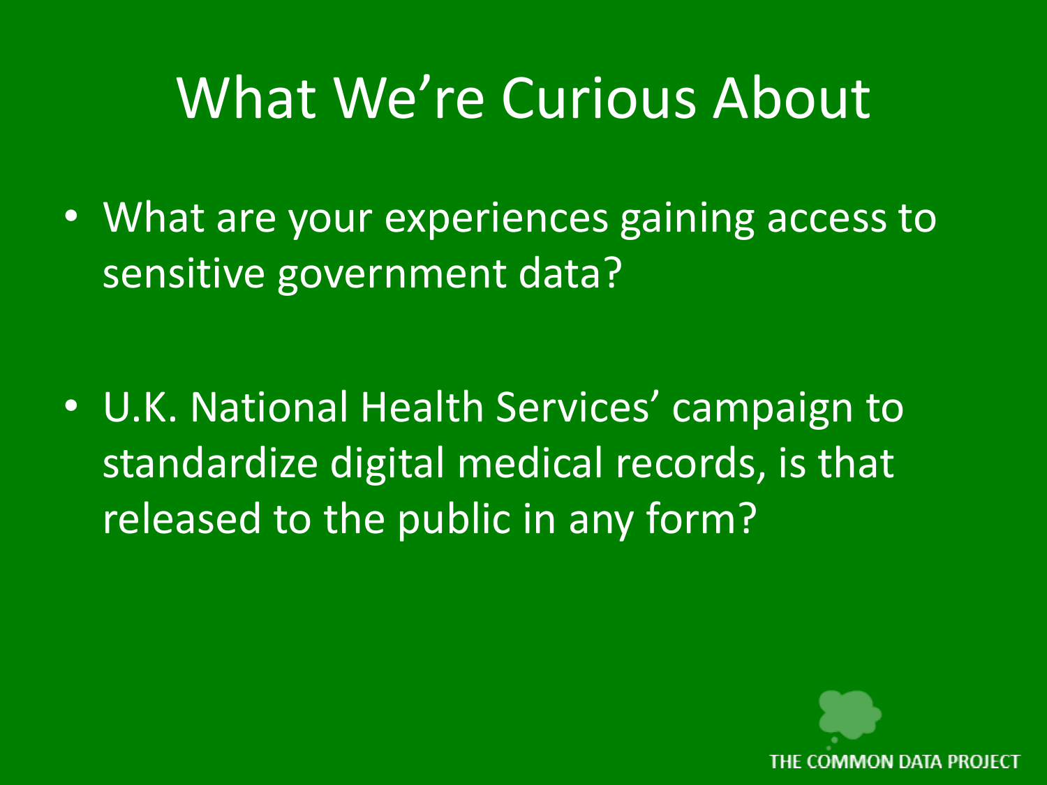# What We're Curious About

- What are your experiences gaining access to sensitive government data?

- U.K. National Health Services' campaign to standardize digital medical records, is that released to the public in any form?

THE COMMON DATA PROJECT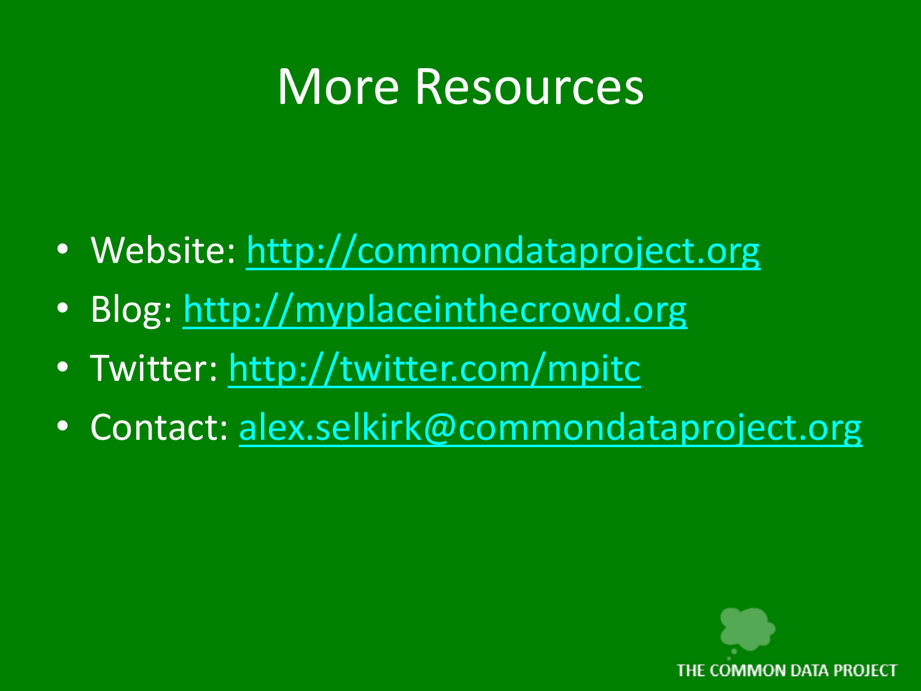# More Resources

- Website: http://commondataproject.org
- Blog: http://myplaceinthecrowd.org
- Twitter: http://twitter.com/mpitc
- Contact: alex.selkirk@commondataproject.org

THE COMMON DATA PROJECT